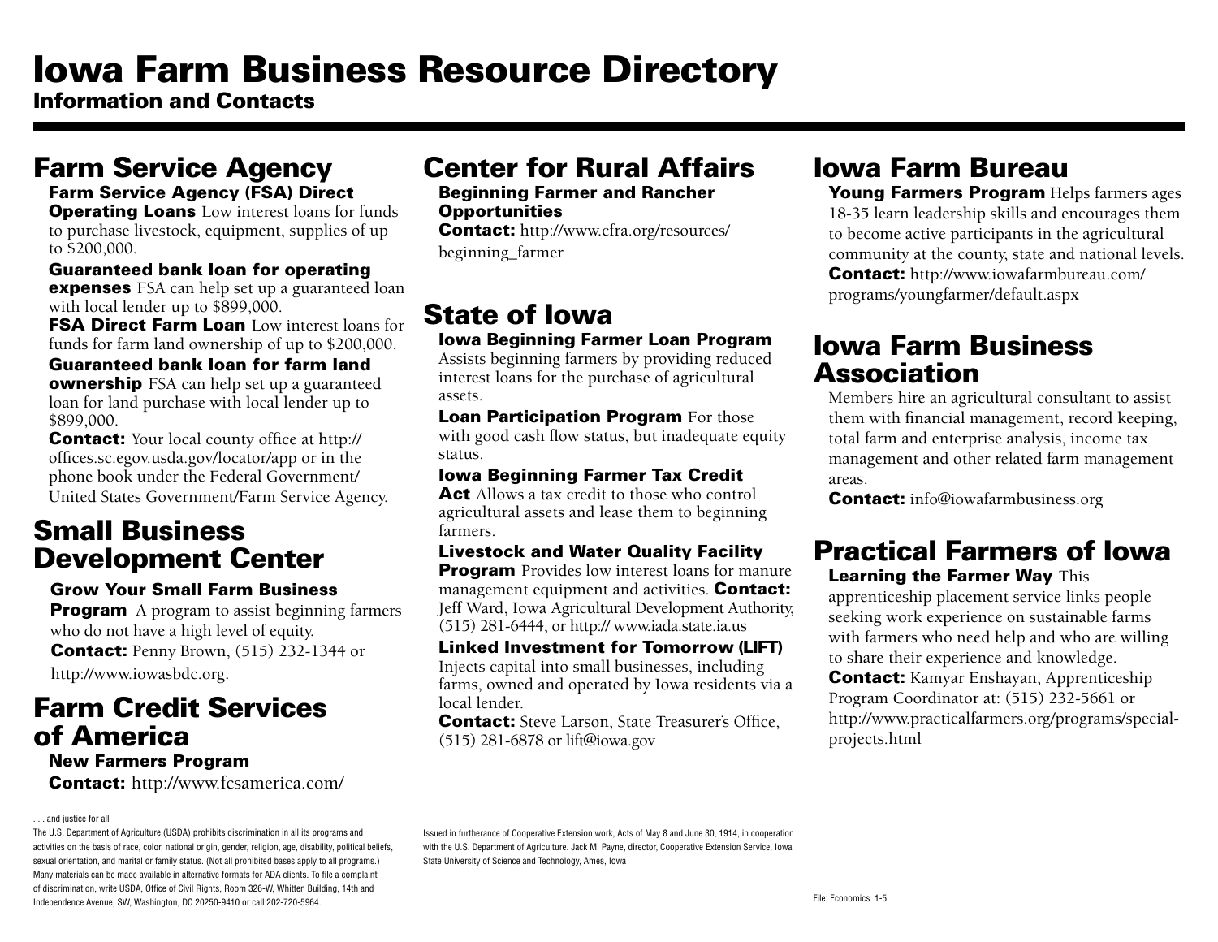# Iowa Farm Business Resource Directory

**Information and Contacts**

## Farm Service Agency

**Farm Service Agency (FSA) Direct Operating Loans** Low interest loans for funds to purchase livestock, equipment, supplies of up to $200,000.

**Guaranteed bank loan for operating expenses** FSA can help set up a guaranteed loan with local lender up to $899,000.

**FSA Direct Farm Loan** Low interest loans for funds for farm land ownership of up to $200,000.

**Guaranteed bank loan for farm land ownership** FSA can help set up a guaranteed loan for land purchase with local lender up to $899,000.

**Contact:** Your local county office at http://offices.sc.egov.usda.gov/locator/app or in the phone book under the Federal Government/United States Government/Farm Service Agency.

## Small Business Development Center

**Grow Your Small Farm Business Program** A program to assist beginning farmers who do not have a high level of equity.

**Contact:** Penny Brown, (515) 232-1344 or http://www.iowasbdc.org.

## Farm Credit Services of America

**New Farmers Program**

**Contact:** http://www.fcsamerica.com/

## Center for Rural Affairs

**Beginning Farmer and Rancher Opportunities**

**Contact:** http://www.cfra.org/resources/beginning_farmer

## State of Iowa

**Iowa Beginning Farmer Loan Program** Assists beginning farmers by providing reduced interest loans for the purchase of agricultural assets.

**Loan Participation Program** For those with good cash flow status, but inadequate equity status.

**Iowa Beginning Farmer Tax Credit Act** Allows a tax credit to those who control agricultural assets and lease them to beginning farmers.

**Livestock and Water Quality Facility Program** Provides low interest loans for manure management equipment and activities. **Contact:** Jeff Ward, Iowa Agricultural Development Authority, (515) 281-6444, or http:// www.iada.state.ia.us

**Linked Investment for Tomorrow (LIFT)** Injects capital into small businesses, including farms, owned and operated by Iowa residents via a local lender.

**Contact:** Steve Larson, State Treasurer's Office, (515) 281-6878 or lift@iowa.gov

## Iowa Farm Bureau

**Young Farmers Program** Helps farmers ages 18-35 learn leadership skills and encourages them to become active participants in the agricultural community at the county, state and national levels.

**Contact:** http://www.iowafarmbureau.com/programs/youngfarmer/default.aspx

## Iowa Farm Business Association

Members hire an agricultural consultant to assist them with financial management, record keeping, total farm and enterprise analysis, income tax management and other related farm management areas.

**Contact:** info@iowafarmbusiness.org

## Practical Farmers of Iowa

**Learning the Farmer Way** This apprenticeship placement service links people seeking work experience on sustainable farms with farmers who need help and who are willing to share their experience and knowledge.

**Contact:** Kamyar Enshayan, Apprenticeship Program Coordinator at: (515) 232-5661 or http://www.practicalfarmers.org/programs/special-projects.html

. . . and justice for all

The U.S. Department of Agriculture (USDA) prohibits discrimination in all its programs and activities on the basis of race, color, national origin, gender, religion, age, disability, political beliefs, sexual orientation, and marital or family status. (Not all prohibited bases apply to all programs.) Many materials can be made available in alternative formats for ADA clients. To file a complaint of discrimination, write USDA, Office of Civil Rights, Room 326-W, Whitten Building, 14th and Independence Avenue, SW, Washington, DC 20250-9410 or call 202-720-5964.

Issued in furtherance of Cooperative Extension work, Acts of May 8 and June 30, 1914, in cooperation with the U.S. Department of Agriculture. Jack M. Payne, director, Cooperative Extension Service, Iowa State University of Science and Technology, Ames, Iowa

File: Economics 1-5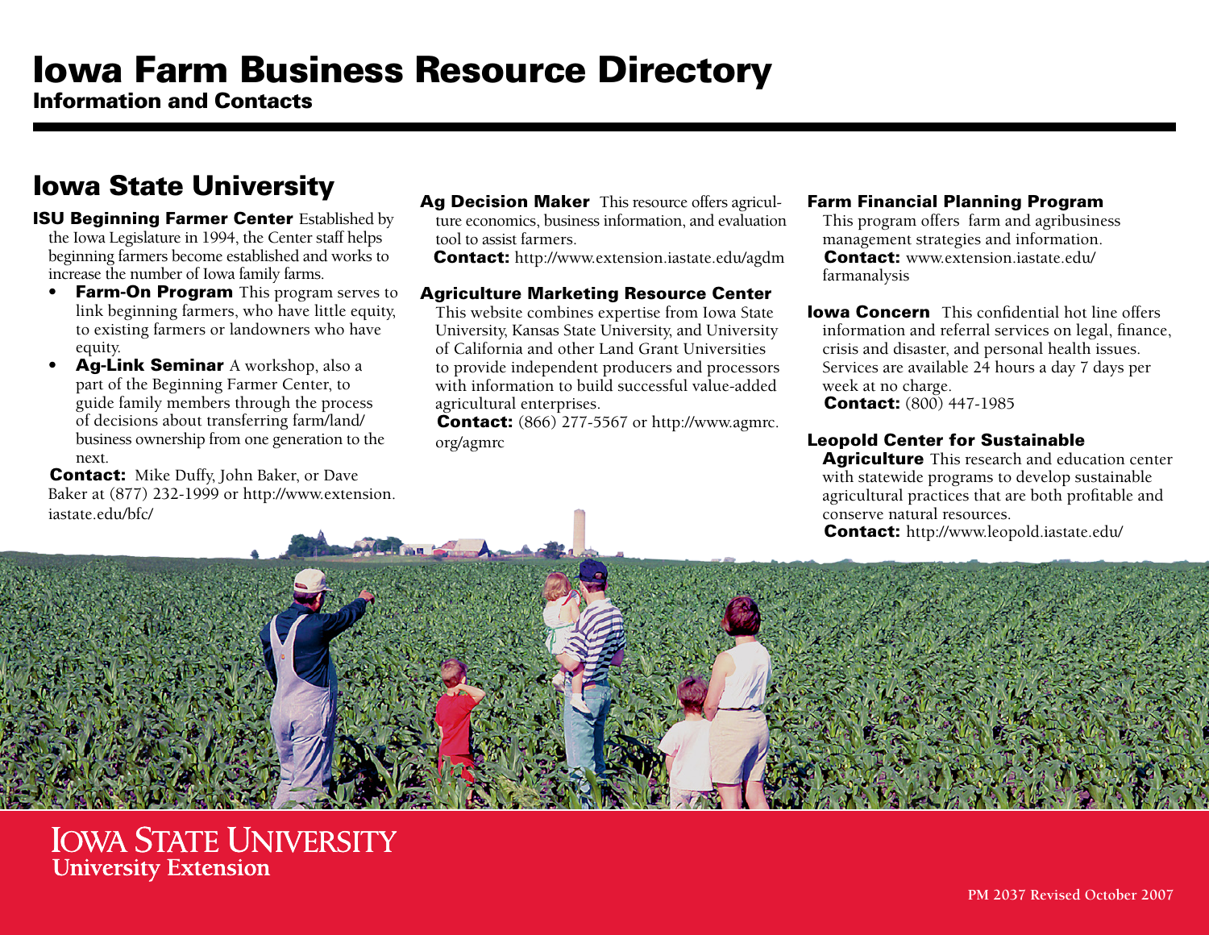# Iowa Farm Business Resource Directory

## Information and Contacts

## Iowa State University

**ISU Beginning Farmer Center** Established by the Iowa Legislature in 1994, the Center staff helps beginning farmers become established and works to increase the number of Iowa family farms.

- **Farm-On Program** This program serves to link beginning farmers, who have little equity, to existing farmers or landowners who have equity.
- **Ag-Link Seminar** A workshop, also a part of the Beginning Farmer Center, to guide family members through the process of decisions about transferring farm/land/business ownership from one generation to the next.

**Contact:** Mike Duffy, John Baker, or Dave Baker at (877) 232-1999 or http://www.extension.iastate.edu/bfc/

**Ag Decision Maker** This resource offers agriculture economics, business information, and evaluation tool to assist farmers.
**Contact:** http://www.extension.iastate.edu/agdm

**Agriculture Marketing Resource Center** This website combines expertise from Iowa State University, Kansas State University, and University of California and other Land Grant Universities to provide independent producers and processors with information to build successful value-added agricultural enterprises.
**Contact:** (866) 277-5567 or http://www.agmrc.org/agmrc

**Farm Financial Planning Program** This program offers farm and agribusiness management strategies and information.
**Contact:** www.extension.iastate.edu/farmanalysis

**Iowa Concern** This confidential hot line offers information and referral services on legal, finance, crisis and disaster, and personal health issues. Services are available 24 hours a day 7 days per week at no charge.
**Contact:** (800) 447-1985

**Leopold Center for Sustainable Agriculture** This research and education center with statewide programs to develop sustainable agricultural practices that are both profitable and conserve natural resources.
**Contact:** http://www.leopold.iastate.edu/

IOWA STATE UNIVERSITY
University Extension

PM 2037 Revised October 2007